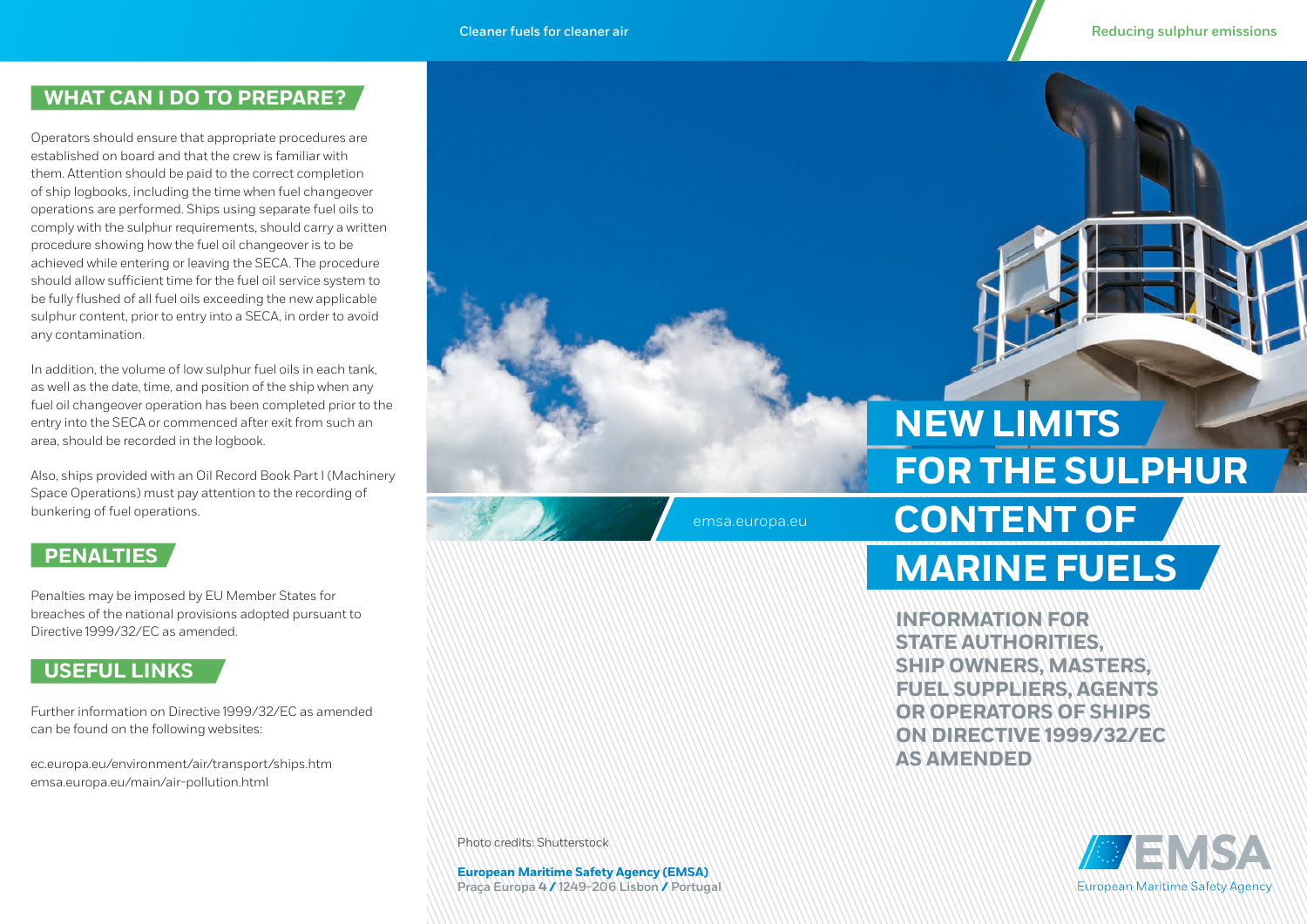## WHAT CAN I DO TO PREPARE?

Operators should ensure that appropriate procedures are established on board and that the crew is familiar with them. Attention should be paid to the correct completion of ship logbooks, including the time when fuel changeover operations are performed. Ships using separate fuel oils to comply with the sulphur requirements, should carry a written procedure showing how the fuel oil changeover is to be achieved while entering or leaving the SECA. The procedure should allow sufficient time for the fuel oil service system to be fully flushed of all fuel oils exceeding the new applicable sulphur content, prior to entry into a SECA, in order to avoid any contamination.

In addition, the volume of low sulphur fuel oils in each tank, as well as the date, time, and position of the ship when any fuel oil changeover operation has been completed prior to the entry into the SECA or commenced after exit from such an area, should be recorded in the logbook.

Also, ships provided with an Oil Record Book Part I (Machinery Space Operations) must pay attention to the recording of bunkering of fuel operations.

## PENALTIES

Penalties may be imposed by EU Member States for breaches of the national provisions adopted pursuant to Directive 1999/32/EC as amended.

## USEFUL LINKS

Further information on Directive 1999/32/EC as amended can be found on the following websites:

ec.europa.eu/environment/air/transport/ships.htm
emsa.europa.eu/main/air-pollution.html

Photo credits: Shutterstock

**European Maritime Safety Agency (EMSA)**
Praça Europa 4 / 1249-206 Lisbon / Portugal

Cleaner fuels for cleaner air

Reducing sulphur emissions

emsa.europa.eu

# NEW LIMITS FOR THE SULPHUR CONTENT OF MARINE FUELS

**INFORMATION FOR STATE AUTHORITIES, SHIP OWNERS, MASTERS, FUEL SUPPLIERS, AGENTS OR OPERATORS OF SHIPS ON DIRECTIVE 1999/32/EC AS AMENDED**

EMSA
European Maritime Safety Agency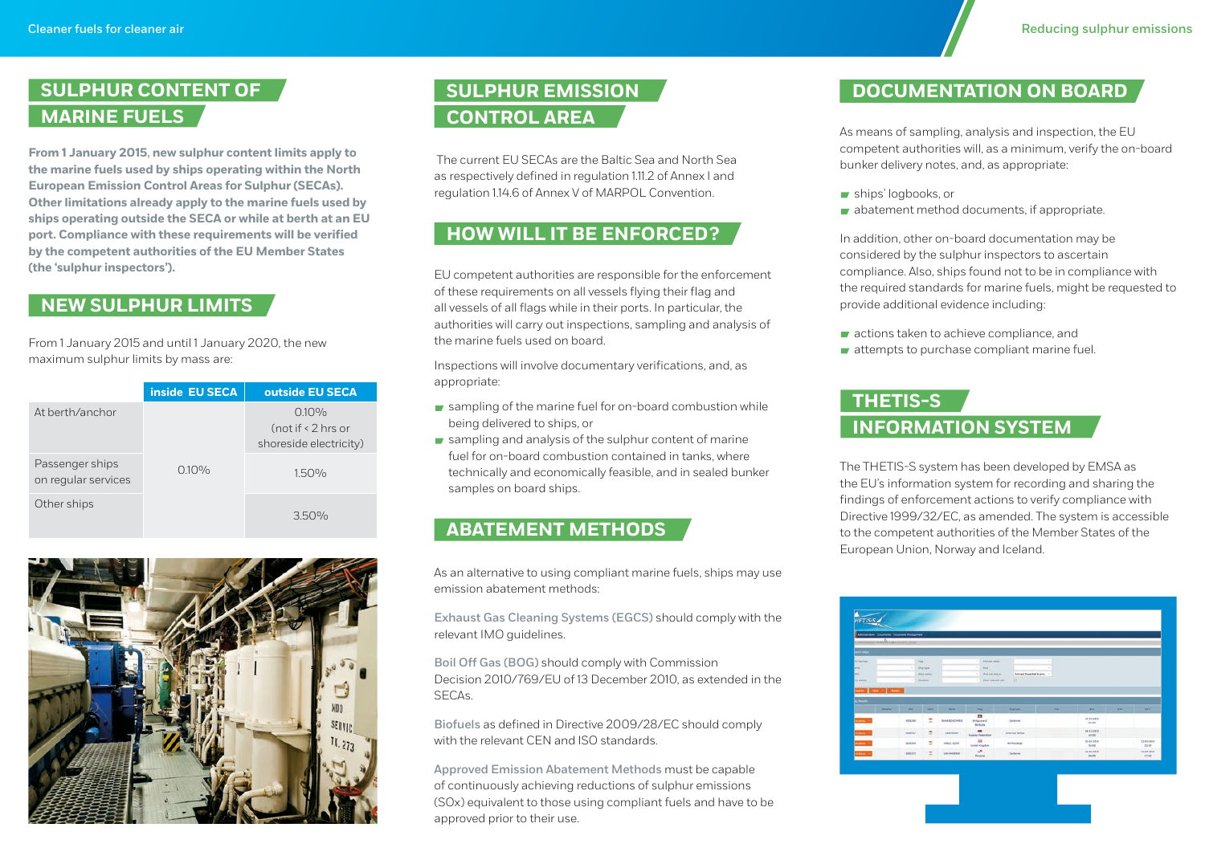## SULPHUR CONTENT OF MARINE FUELS

**From 1 January 2015, new sulphur content limits apply to the marine fuels used by ships operating within the North European Emission Control Areas for Sulphur (SECAs). Other limitations already apply to the marine fuels used by ships operating outside the SECA or while at berth at an EU port. Compliance with these requirements will be verified by the competent authorities of the EU Member States (the 'sulphur inspectors').**

## NEW SULPHUR LIMITS

From 1 January 2015 and until 1 January 2020, the new maximum sulphur limits by mass are:

| | inside EU SECA | outside EU SECA |
|---|---|---|
| At berth/anchor | 0.10% | 0.10% (not if < 2 hrs or shoreside electricity) |
| Passenger ships on regular services | | 1.50% |
| Other ships | | 3.50% |

## SULPHUR EMISSION CONTROL AREA

The current EU SECAs are the Baltic Sea and North Sea as respectively defined in regulation 1.11.2 of Annex I and regulation 1.14.6 of Annex V of MARPOL Convention.

## HOW WILL IT BE ENFORCED?

EU competent authorities are responsible for the enforcement of these requirements on all vessels flying their flag and all vessels of all flags while in their ports. In particular, the authorities will carry out inspections, sampling and analysis of the marine fuels used on board.

Inspections will involve documentary verifications, and, as appropriate:

- sampling of the marine fuel for on-board combustion while being delivered to ships, or
- sampling and analysis of the sulphur content of marine fuel for on-board combustion contained in tanks, where technically and economically feasible, and in sealed bunker samples on board ships.

## ABATEMENT METHODS

As an alternative to using compliant marine fuels, ships may use emission abatement methods:

Exhaust Gas Cleaning Systems (EGCS) should comply with the relevant IMO guidelines.

Boil Off Gas (BOG) should comply with Commission Decision 2010/769/EU of 13 December 2010, as extended in the SECAs.

Biofuels as defined in Directive 2009/28/EC should comply with the relevant CEN and ISO standards.

Approved Emission Abatement Methods must be capable of continuously achieving reductions of sulphur emissions (SOx) equivalent to those using compliant fuels and have to be approved prior to their use.

## DOCUMENTATION ON BOARD

As means of sampling, analysis and inspection, the EU competent authorities will, as a minimum, verify the on-board bunker delivery notes, and, as appropriate:

- ships' logbooks, or
- abatement method documents, if appropriate.

In addition, other on-board documentation may be considered by the sulphur inspectors to ascertain compliance. Also, ships found not to be in compliance with the required standards for marine fuels, might be requested to provide additional evidence including:

- actions taken to achieve compliance, and
- attempts to purchase compliant marine fuel.

## THETIS-S INFORMATION SYSTEM

The THETIS-S system has been developed by EMSA as the EU's information system for recording and sharing the findings of enforcement actions to verify compliance with Directive 1999/32/EC, as amended. The system is accessible to the competent authorities of the Member States of the European Union, Norway and Iceland.